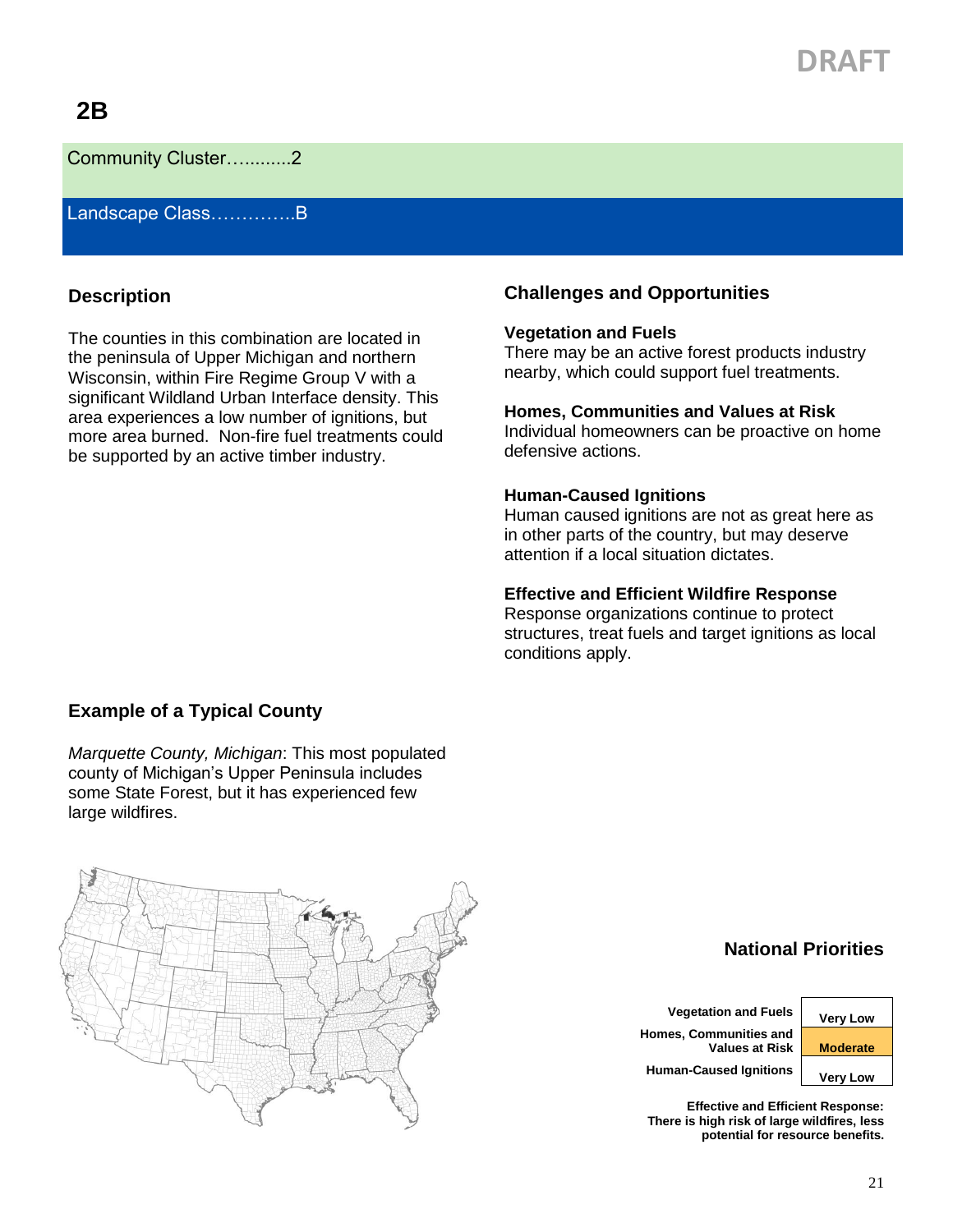DRAFT

# 2B

Community Cluster…..........2

Landscape Class…………..B

## Description

The counties in this combination are located in the peninsula of Upper Michigan and northern Wisconsin, within Fire Regime Group V with a significant Wildland Urban Interface density. This area experiences a low number of ignitions, but more area burned. Non-fire fuel treatments could be supported by an active timber industry.

## Challenges and Opportunities

### Vegetation and Fuels

There may be an active forest products industry nearby, which could support fuel treatments.

### Homes, Communities and Values at Risk

Individual homeowners can be proactive on home defensive actions.

### Human-Caused Ignitions

Human caused ignitions are not as great here as in other parts of the country, but may deserve attention if a local situation dictates.

### Effective and Efficient Wildfire Response

Response organizations continue to protect structures, treat fuels and target ignitions as local conditions apply.

## Example of a Typical County

*Marquette County, Michigan*: This most populated county of Michigan's Upper Peninsula includes some State Forest, but it has experienced few large wildfires.

## National Priorities

| | |
|---|---|
| **Vegetation and Fuels** | **Very Low** |
| **Homes, Communities and Values at Risk** | **Moderate** |
| **Human-Caused Ignitions** | **Very Low** |

**Effective and Efficient Response: There is high risk of large wildfires, less potential for resource benefits.**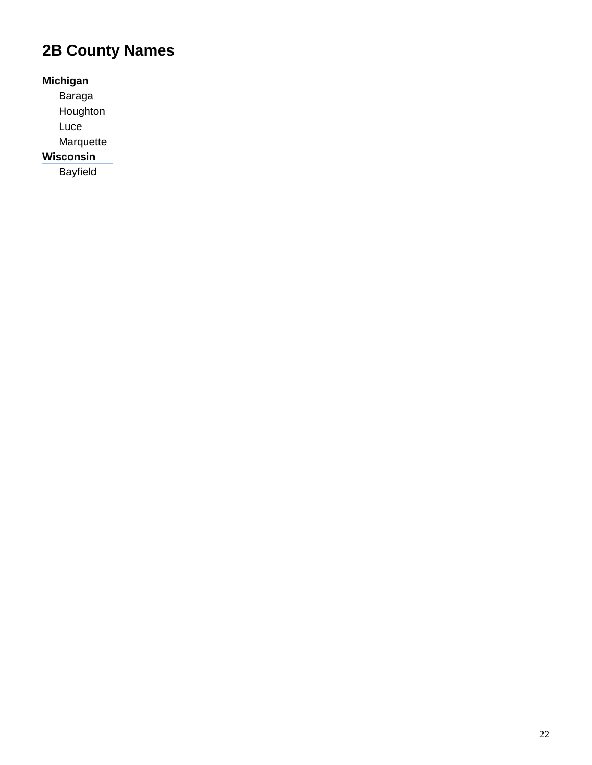## 2B County Names

**Michigan**

- Baraga
- Houghton
- Luce
- Marquette

**Wisconsin**

- Bayfield